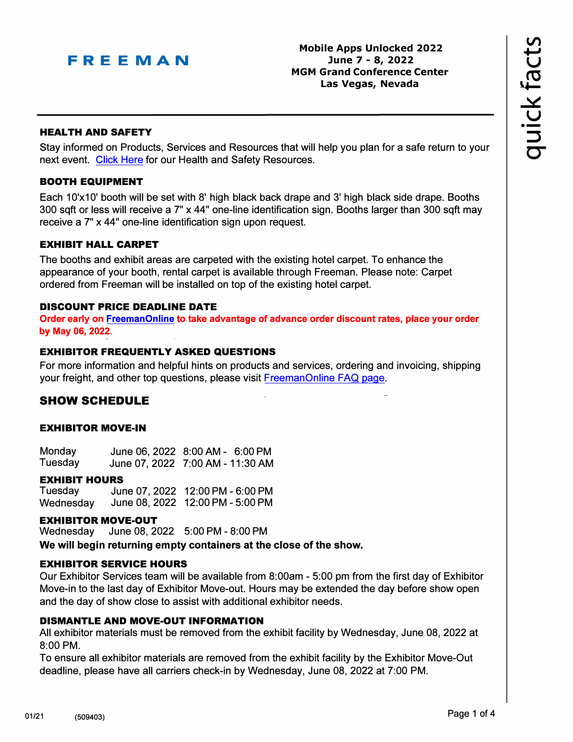FREEMAN

**Mobile Apps Unlocked 2022**
**June 7 - 8, 2022**
**MGM Grand Conference Center**
**Las Vegas, Nevada**

quick facts

### HEALTH AND SAFETY

Stay informed on Products, Services and Resources that will help you plan for a safe return to your next event. [Click Here] for our Health and Safety Resources.

### BOOTH EQUIPMENT

Each 10'x10' booth will be set with 8' high black back drape and 3' high black side drape. Booths 300 sqft or less will receive a 7" x 44" one-line identification sign. Booths larger than 300 sqft may receive a 7" x 44" one-line identification sign upon request.

### EXHIBIT HALL CARPET

The booths and exhibit areas are carpeted with the existing hotel carpet. To enhance the appearance of your booth, rental carpet is available through Freeman. Please note: Carpet ordered from Freeman will be installed on top of the existing hotel carpet.

### DISCOUNT PRICE DEADLINE DATE

**Order early on FreemanOnline to take advantage of advance order discount rates, place your order by May 06, 2022.**

### EXHIBITOR FREQUENTLY ASKED QUESTIONS

For more information and helpful hints on products and services, ordering and invoicing, shipping your freight, and other top questions, please visit FreemanOnline FAQ page.

## SHOW SCHEDULE

### EXHIBITOR MOVE-IN

| | | |
|---|---|---|
| Monday | June 06, 2022 | 8:00 AM - 6:00 PM |
| Tuesday | June 07, 2022 | 7:00 AM - 11:30 AM |

### EXHIBIT HOURS

| | | |
|---|---|---|
| Tuesday | June 07, 2022 | 12:00 PM - 6:00 PM |
| Wednesday | June 08, 2022 | 12:00 PM - 5:00 PM |

### EXHIBITOR MOVE-OUT

| | | |
|---|---|---|
| Wednesday | June 08, 2022 | 5:00 PM - 8:00 PM |

**We will begin returning empty containers at the close of the show.**

### EXHIBITOR SERVICE HOURS

Our Exhibitor Services team will be available from 8:00am - 5:00 pm from the first day of Exhibitor Move-in to the last day of Exhibitor Move-out. Hours may be extended the day before show open and the day of show close to assist with additional exhibitor needs.

### DISMANTLE AND MOVE-OUT INFORMATION

All exhibitor materials must be removed from the exhibit facility by Wednesday, June 08, 2022 at 8:00 PM.

To ensure all exhibitor materials are removed from the exhibit facility by the Exhibitor Move-Out deadline, please have all carriers check-in by Wednesday, June 08, 2022 at 7:00 PM.

01/21 (509403)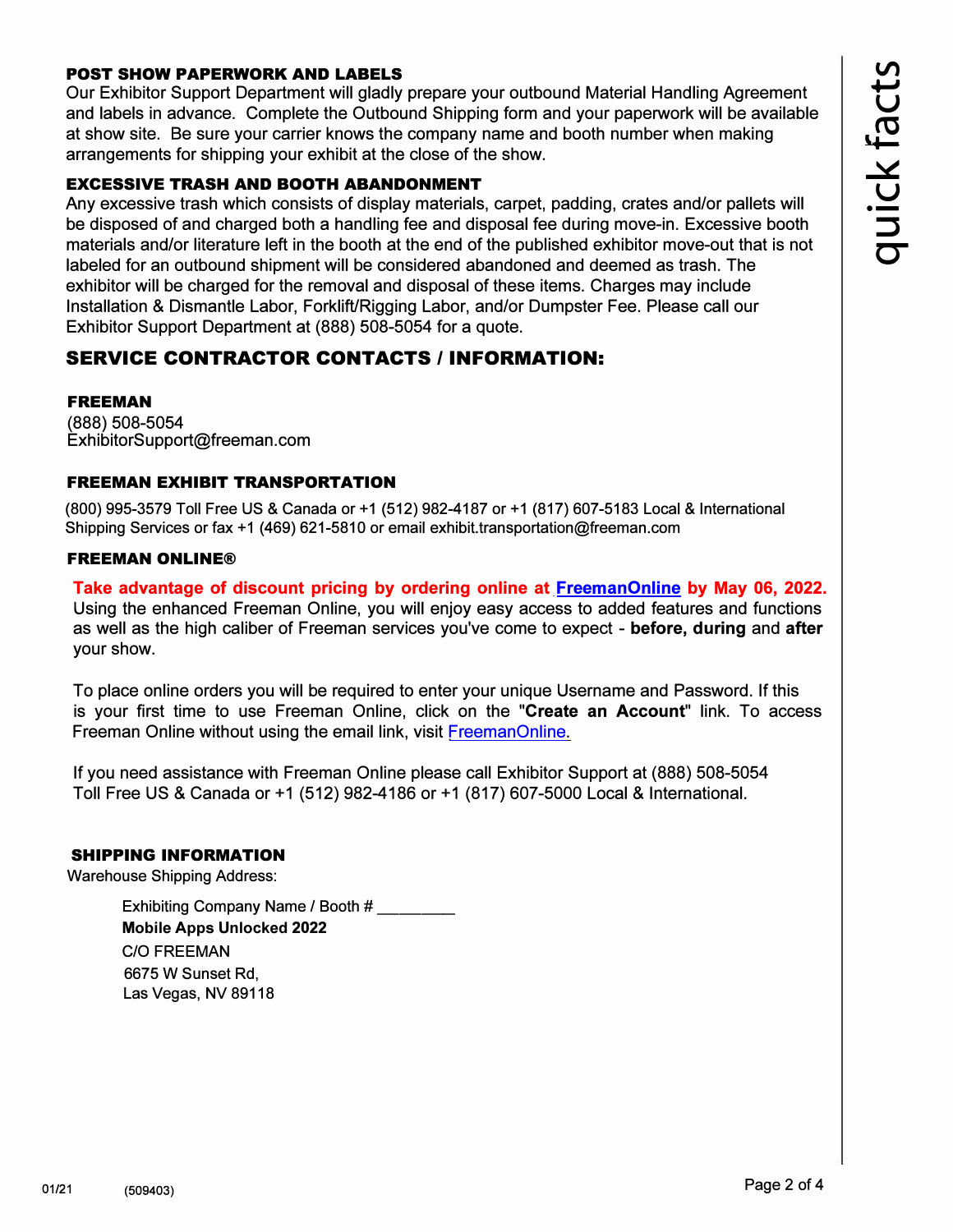### POST SHOW PAPERWORK AND LABELS

Our Exhibitor Support Department will gladly prepare your outbound Material Handling Agreement and labels in advance. Complete the Outbound Shipping form and your paperwork will be available at show site. Be sure your carrier knows the company name and booth number when making arrangements for shipping your exhibit at the close of the show.

### EXCESSIVE TRASH AND BOOTH ABANDONMENT

Any excessive trash which consists of display materials, carpet, padding, crates and/or pallets will be disposed of and charged both a handling fee and disposal fee during move-in. Excessive booth materials and/or literature left in the booth at the end of the published exhibitor move-out that is not labeled for an outbound shipment will be considered abandoned and deemed as trash. The exhibitor will be charged for the removal and disposal of these items. Charges may include Installation & Dismantle Labor, Forklift/Rigging Labor, and/or Dumpster Fee. Please call our Exhibitor Support Department at (888) 508-5054 for a quote.

## SERVICE CONTRACTOR CONTACTS / INFORMATION:

### FREEMAN

(888) 508-5054
ExhibitorSupport@freeman.com

### FREEMAN EXHIBIT TRANSPORTATION

(800) 995-3579 Toll Free US & Canada or +1 (512) 982-4187 or +1 (817) 607-5183 Local & International Shipping Services or fax +1 (469) 621-5810 or email exhibit.transportation@freeman.com

### FREEMAN ONLINE®

**Take advantage of discount pricing by ordering online at FreemanOnline by May 06, 2022.** Using the enhanced Freeman Online, you will enjoy easy access to added features and functions as well as the high caliber of Freeman services you've come to expect - **before, during** and **after** your show.

To place online orders you will be required to enter your unique Username and Password. If this is your first time to use Freeman Online, click on the "**Create an Account**" link. To access Freeman Online without using the email link, visit FreemanOnline.

If you need assistance with Freeman Online please call Exhibitor Support at (888) 508-5054 Toll Free US & Canada or +1 (512) 982-4186 or +1 (817) 607-5000 Local & International.

### SHIPPING INFORMATION

Warehouse Shipping Address:

Exhibiting Company Name / Booth # _________
**Mobile Apps Unlocked 2022**
C/O FREEMAN
6675 W Sunset Rd,
Las Vegas, NV 89118

01/21 (509403)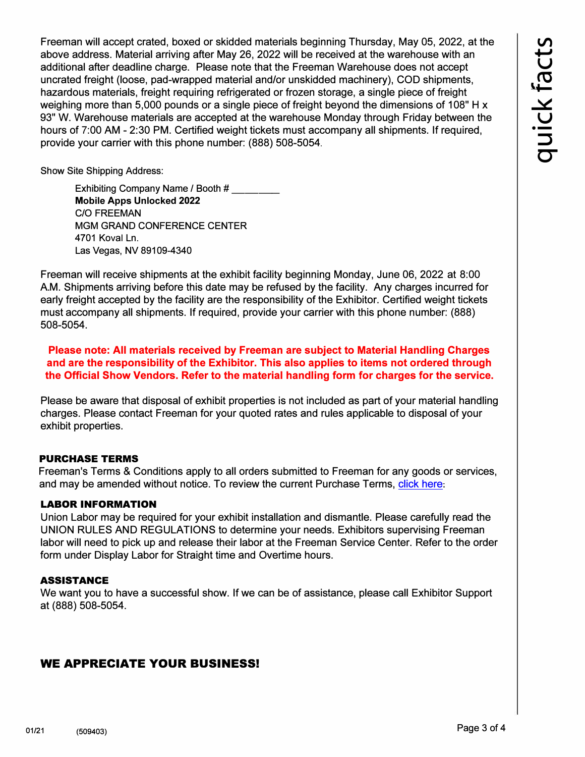Freeman will accept crated, boxed or skidded materials beginning Thursday, May 05, 2022, at the above address. Material arriving after May 26, 2022 will be received at the warehouse with an additional after deadline charge. Please note that the Freeman Warehouse does not accept uncrated freight (loose, pad-wrapped material and/or unskidded machinery), COD shipments, hazardous materials, freight requiring refrigerated or frozen storage, a single piece of freight weighing more than 5,000 pounds or a single piece of freight beyond the dimensions of 108" H x 93" W. Warehouse materials are accepted at the warehouse Monday through Friday between the hours of 7:00 AM - 2:30 PM. Certified weight tickets must accompany all shipments. If required, provide your carrier with this phone number: (888) 508-5054.

Show Site Shipping Address:

> Exhibiting Company Name / Booth # _________
> **Mobile Apps Unlocked 2022**
> C/O FREEMAN
> MGM GRAND CONFERENCE CENTER
> 4701 Koval Ln.
> Las Vegas, NV 89109-4340

Freeman will receive shipments at the exhibit facility beginning Monday, June 06, 2022 at 8:00 A.M. Shipments arriving before this date may be refused by the facility. Any charges incurred for early freight accepted by the facility are the responsibility of the Exhibitor. Certified weight tickets must accompany all shipments. If required, provide your carrier with this phone number: (888) 508-5054.

**Please note: All materials received by Freeman are subject to Material Handling Charges and are the responsibility of the Exhibitor. This also applies to items not ordered through the Official Show Vendors. Refer to the material handling form for charges for the service.**

Please be aware that disposal of exhibit properties is not included as part of your material handling charges. Please contact Freeman for your quoted rates and rules applicable to disposal of your exhibit properties.

### PURCHASE TERMS

Freeman's Terms & Conditions apply to all orders submitted to Freeman for any goods or services, and may be amended without notice. To review the current Purchase Terms, click here.

### LABOR INFORMATION

Union Labor may be required for your exhibit installation and dismantle. Please carefully read the UNION RULES AND REGULATIONS to determine your needs. Exhibitors supervising Freeman labor will need to pick up and release their labor at the Freeman Service Center. Refer to the order form under Display Labor for Straight time and Overtime hours.

### ASSISTANCE

We want you to have a successful show. If we can be of assistance, please call Exhibitor Support at (888) 508-5054.

## WE APPRECIATE YOUR BUSINESS!

01/21 (509403)